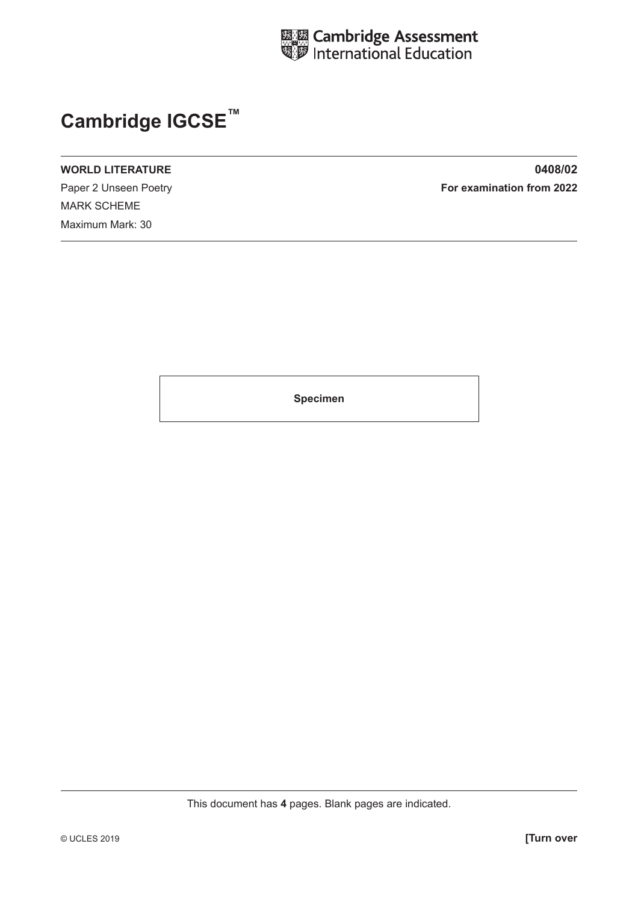Cambridge Assessment International Education

# Cambridge IGCSE™

**WORLD LITERATURE** **0408/02**

Paper 2 Unseen Poetry **For examination from 2022**

MARK SCHEME

Maximum Mark: 30

**Specimen**

This document has **4** pages. Blank pages are indicated.

© UCLES 2019 **[Turn over**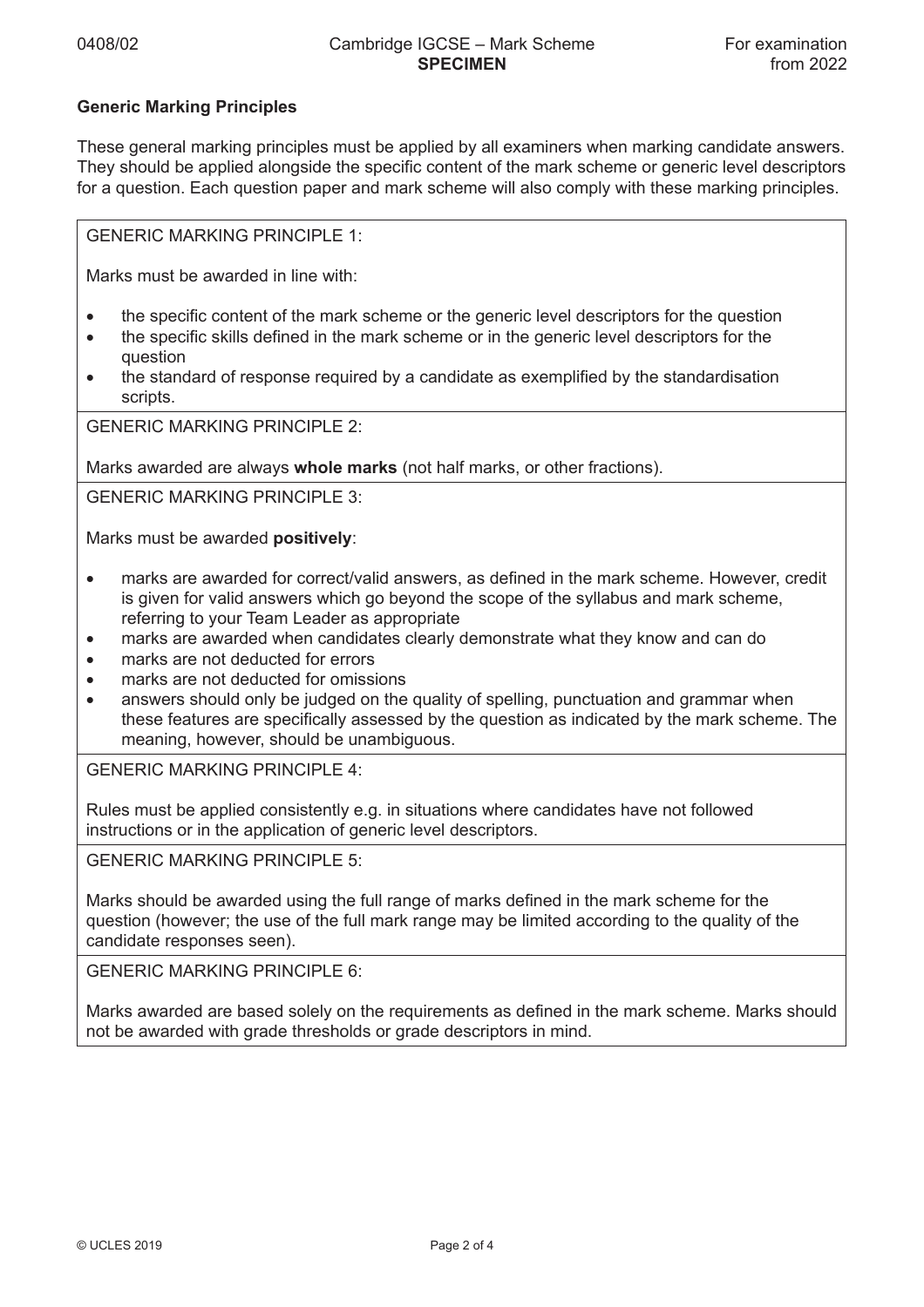## Generic Marking Principles

These general marking principles must be applied by all examiners when marking candidate answers. They should be applied alongside the specific content of the mark scheme or generic level descriptors for a question. Each question paper and mark scheme will also comply with these marking principles.

GENERIC MARKING PRINCIPLE 1:

Marks must be awarded in line with:

- the specific content of the mark scheme or the generic level descriptors for the question
- the specific skills defined in the mark scheme or in the generic level descriptors for the question
- the standard of response required by a candidate as exemplified by the standardisation scripts.

GENERIC MARKING PRINCIPLE 2:

Marks awarded are always **whole marks** (not half marks, or other fractions).

GENERIC MARKING PRINCIPLE 3:

Marks must be awarded **positively**:

- marks are awarded for correct/valid answers, as defined in the mark scheme. However, credit is given for valid answers which go beyond the scope of the syllabus and mark scheme, referring to your Team Leader as appropriate
- marks are awarded when candidates clearly demonstrate what they know and can do
- marks are not deducted for errors
- marks are not deducted for omissions
- answers should only be judged on the quality of spelling, punctuation and grammar when these features are specifically assessed by the question as indicated by the mark scheme. The meaning, however, should be unambiguous.

GENERIC MARKING PRINCIPLE 4:

Rules must be applied consistently e.g. in situations where candidates have not followed instructions or in the application of generic level descriptors.

GENERIC MARKING PRINCIPLE 5:

Marks should be awarded using the full range of marks defined in the mark scheme for the question (however; the use of the full mark range may be limited according to the quality of the candidate responses seen).

GENERIC MARKING PRINCIPLE 6:

Marks awarded are based solely on the requirements as defined in the mark scheme. Marks should not be awarded with grade thresholds or grade descriptors in mind.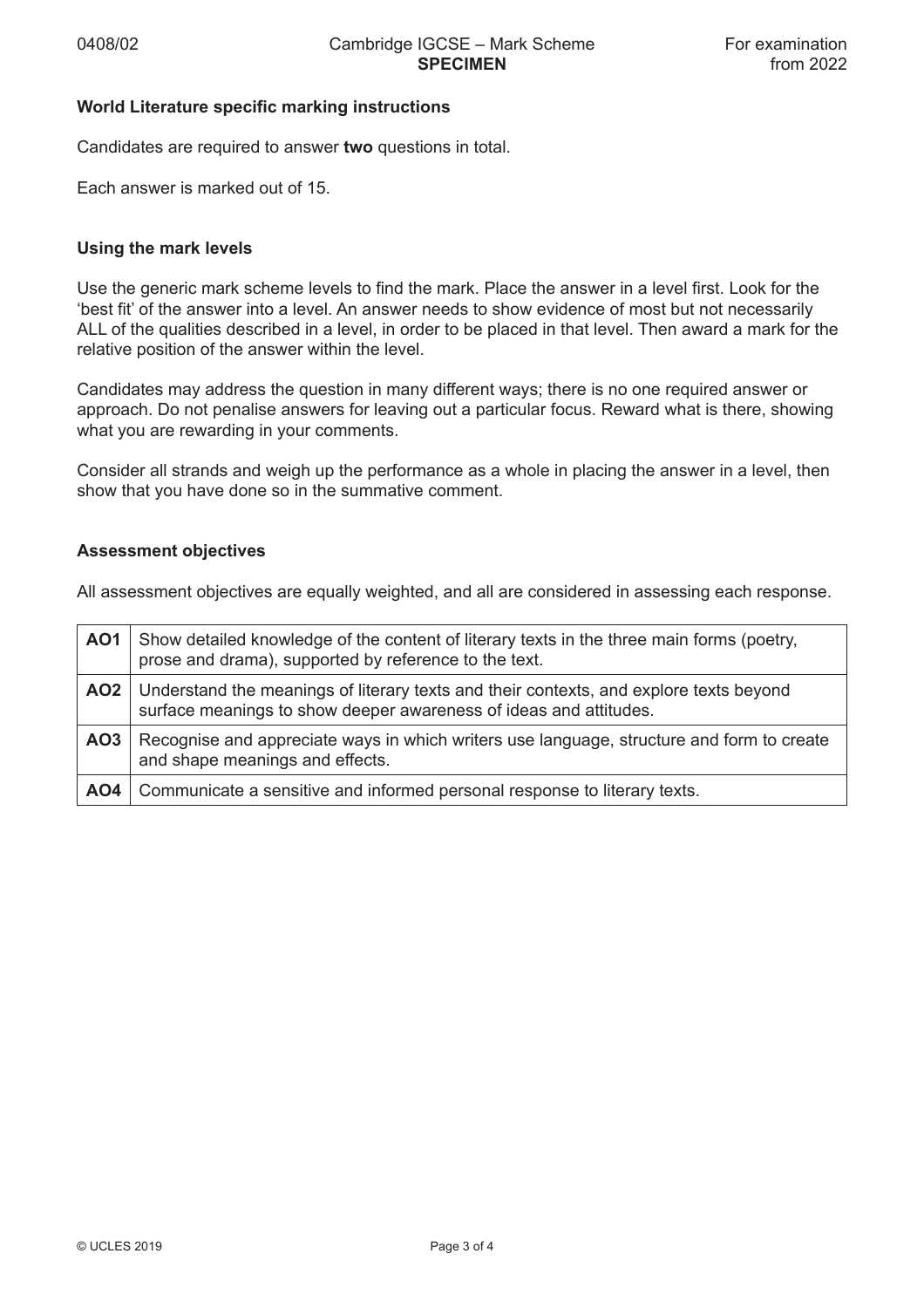### World Literature specific marking instructions

Candidates are required to answer **two** questions in total.

Each answer is marked out of 15.

### Using the mark levels

Use the generic mark scheme levels to find the mark. Place the answer in a level first. Look for the 'best fit' of the answer into a level. An answer needs to show evidence of most but not necessarily ALL of the qualities described in a level, in order to be placed in that level. Then award a mark for the relative position of the answer within the level.

Candidates may address the question in many different ways; there is no one required answer or approach. Do not penalise answers for leaving out a particular focus. Reward what is there, showing what you are rewarding in your comments.

Consider all strands and weigh up the performance as a whole in placing the answer in a level, then show that you have done so in the summative comment.

### Assessment objectives

All assessment objectives are equally weighted, and all are considered in assessing each response.

| | |
|---|---|
| **AO1** | Show detailed knowledge of the content of literary texts in the three main forms (poetry, prose and drama), supported by reference to the text. |
| **AO2** | Understand the meanings of literary texts and their contexts, and explore texts beyond surface meanings to show deeper awareness of ideas and attitudes. |
| **AO3** | Recognise and appreciate ways in which writers use language, structure and form to create and shape meanings and effects. |
| **AO4** | Communicate a sensitive and informed personal response to literary texts. |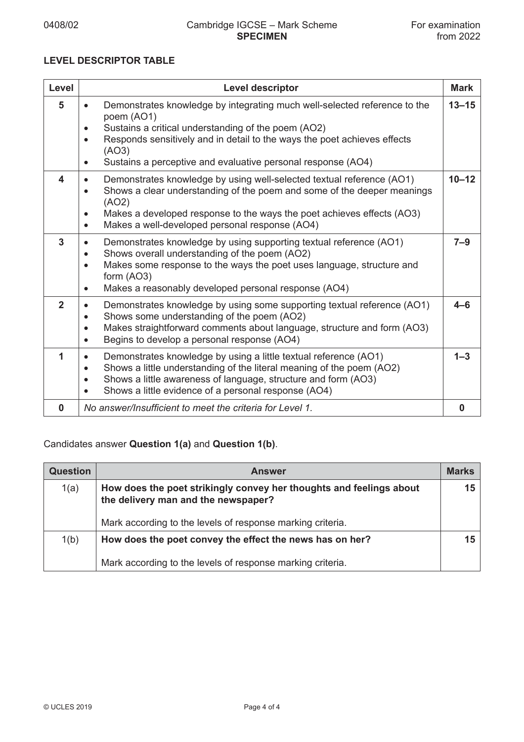## LEVEL DESCRIPTOR TABLE

| Level | Level descriptor | Mark |
|---|---|---|
| 5 | • Demonstrates knowledge by integrating much well-selected reference to the poem (AO1)<br>• Sustains a critical understanding of the poem (AO2)<br>• Responds sensitively and in detail to the ways the poet achieves effects (AO3)<br>• Sustains a perceptive and evaluative personal response (AO4) | 13–15 |
| 4 | • Demonstrates knowledge by using well-selected textual reference (AO1)<br>• Shows a clear understanding of the poem and some of the deeper meanings (AO2)<br>• Makes a developed response to the ways the poet achieves effects (AO3)<br>• Makes a well-developed personal response (AO4) | 10–12 |
| 3 | • Demonstrates knowledge by using supporting textual reference (AO1)<br>• Shows overall understanding of the poem (AO2)<br>• Makes some response to the ways the poet uses language, structure and form (AO3)<br>• Makes a reasonably developed personal response (AO4) | 7–9 |
| 2 | • Demonstrates knowledge by using some supporting textual reference (AO1)<br>• Shows some understanding of the poem (AO2)<br>• Makes straightforward comments about language, structure and form (AO3)<br>• Begins to develop a personal response (AO4) | 4–6 |
| 1 | • Demonstrates knowledge by using a little textual reference (AO1)<br>• Shows a little understanding of the literal meaning of the poem (AO2)<br>• Shows a little awareness of language, structure and form (AO3)<br>• Shows a little evidence of a personal response (AO4) | 1–3 |
| 0 | *No answer/Insufficient to meet the criteria for Level 1.* | 0 |

Candidates answer **Question 1(a)** and **Question 1(b)**.

| Question | Answer | Marks |
|---|---|---|
| 1(a) | **How does the poet strikingly convey her thoughts and feelings about the delivery man and the newspaper?**<br><br>Mark according to the levels of response marking criteria. | 15 |
| 1(b) | **How does the poet convey the effect the news has on her?**<br><br>Mark according to the levels of response marking criteria. | 15 |